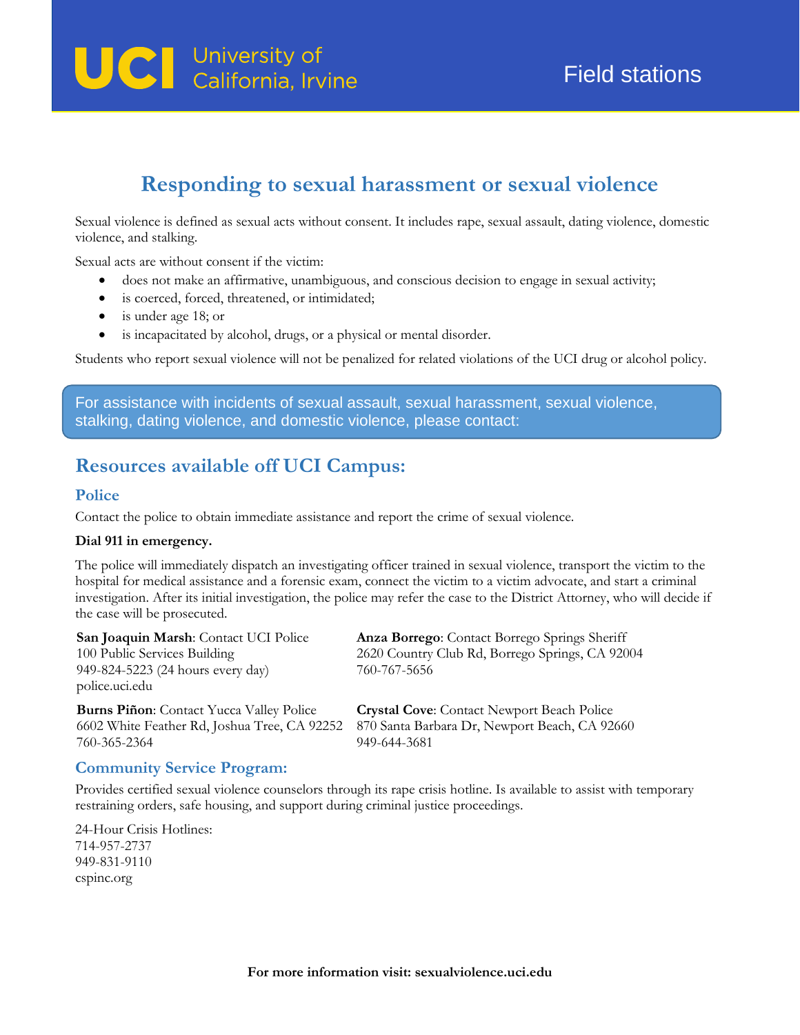UCI University of California, Irvine

Field stations

# Responding to sexual harassment or sexual violence

Sexual violence is defined as sexual acts without consent. It includes rape, sexual assault, dating violence, domestic violence, and stalking.

Sexual acts are without consent if the victim:

- does not make an affirmative, unambiguous, and conscious decision to engage in sexual activity;
- is coerced, forced, threatened, or intimidated;
- is under age 18; or
- is incapacitated by alcohol, drugs, or a physical or mental disorder.

Students who report sexual violence will not be penalized for related violations of the UCI drug or alcohol policy.

For assistance with incidents of sexual assault, sexual harassment, sexual violence, stalking, dating violence, and domestic violence, please contact:

## Resources available off UCI Campus:

### Police

Contact the police to obtain immediate assistance and report the crime of sexual violence.

**Dial 911 in emergency.**

The police will immediately dispatch an investigating officer trained in sexual violence, transport the victim to the hospital for medical assistance and a forensic exam, connect the victim to a victim advocate, and start a criminal investigation. After its initial investigation, the police may refer the case to the District Attorney, who will decide if the case will be prosecuted.

**San Joaquin Marsh**: Contact UCI Police
100 Public Services Building
949-824-5223 (24 hours every day)
police.uci.edu

**Anza Borrego**: Contact Borrego Springs Sheriff
2620 Country Club Rd, Borrego Springs, CA 92004
760-767-5656

**Burns Piñon**: Contact Yucca Valley Police
6602 White Feather Rd, Joshua Tree, CA 92252
760-365-2364

**Crystal Cove**: Contact Newport Beach Police
870 Santa Barbara Dr, Newport Beach, CA 92660
949-644-3681

### Community Service Program:

Provides certified sexual violence counselors through its rape crisis hotline. Is available to assist with temporary restraining orders, safe housing, and support during criminal justice proceedings.

24-Hour Crisis Hotlines:
714-957-2737
949-831-9110
cspinc.org

**For more information visit: sexualviolence.uci.edu**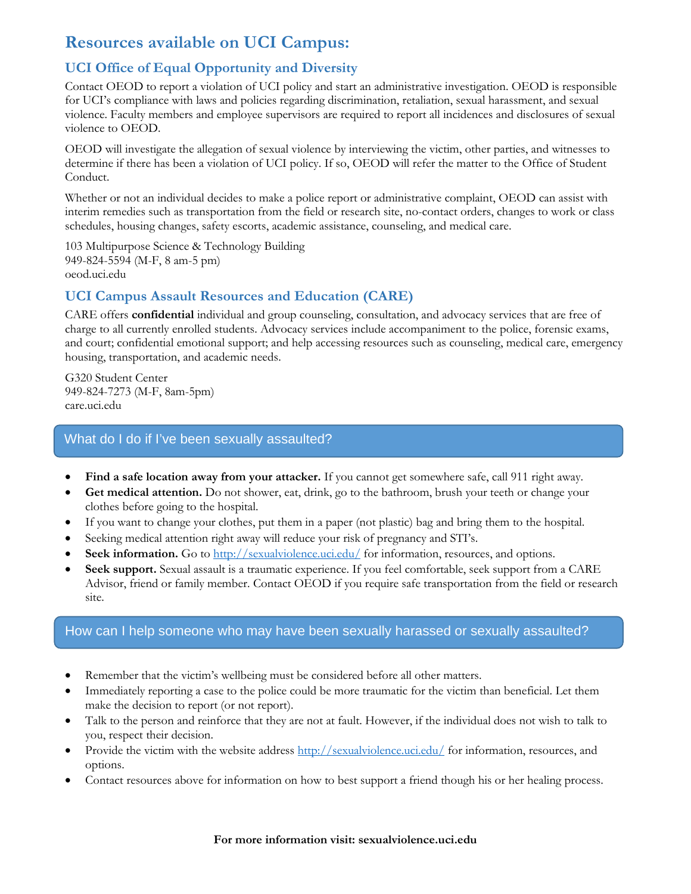# Resources available on UCI Campus:

## UCI Office of Equal Opportunity and Diversity

Contact OEOD to report a violation of UCI policy and start an administrative investigation. OEOD is responsible for UCI's compliance with laws and policies regarding discrimination, retaliation, sexual harassment, and sexual violence. Faculty members and employee supervisors are required to report all incidences and disclosures of sexual violence to OEOD.

OEOD will investigate the allegation of sexual violence by interviewing the victim, other parties, and witnesses to determine if there has been a violation of UCI policy. If so, OEOD will refer the matter to the Office of Student Conduct.

Whether or not an individual decides to make a police report or administrative complaint, OEOD can assist with interim remedies such as transportation from the field or research site, no-contact orders, changes to work or class schedules, housing changes, safety escorts, academic assistance, counseling, and medical care.

103 Multipurpose Science & Technology Building
949-824-5594 (M-F, 8 am-5 pm)
oeod.uci.edu

## UCI Campus Assault Resources and Education (CARE)

CARE offers **confidential** individual and group counseling, consultation, and advocacy services that are free of charge to all currently enrolled students. Advocacy services include accompaniment to the police, forensic exams, and court; confidential emotional support; and help accessing resources such as counseling, medical care, emergency housing, transportation, and academic needs.

G320 Student Center
949-824-7273 (M-F, 8am-5pm)
care.uci.edu

## What do I do if I've been sexually assaulted?

- **Find a safe location away from your attacker.** If you cannot get somewhere safe, call 911 right away.
- **Get medical attention.** Do not shower, eat, drink, go to the bathroom, brush your teeth or change your clothes before going to the hospital.
- If you want to change your clothes, put them in a paper (not plastic) bag and bring them to the hospital.
- Seeking medical attention right away will reduce your risk of pregnancy and STI's.
- **Seek information.** Go to http://sexualviolence.uci.edu/ for information, resources, and options.
- **Seek support.** Sexual assault is a traumatic experience. If you feel comfortable, seek support from a CARE Advisor, friend or family member. Contact OEOD if you require safe transportation from the field or research site.

## How can I help someone who may have been sexually harassed or sexually assaulted?

- Remember that the victim's wellbeing must be considered before all other matters.
- Immediately reporting a case to the police could be more traumatic for the victim than beneficial. Let them make the decision to report (or not report).
- Talk to the person and reinforce that they are not at fault. However, if the individual does not wish to talk to you, respect their decision.
- Provide the victim with the website address http://sexualviolence.uci.edu/ for information, resources, and options.
- Contact resources above for information on how to best support a friend though his or her healing process.

**For more information visit: sexualviolence.uci.edu**